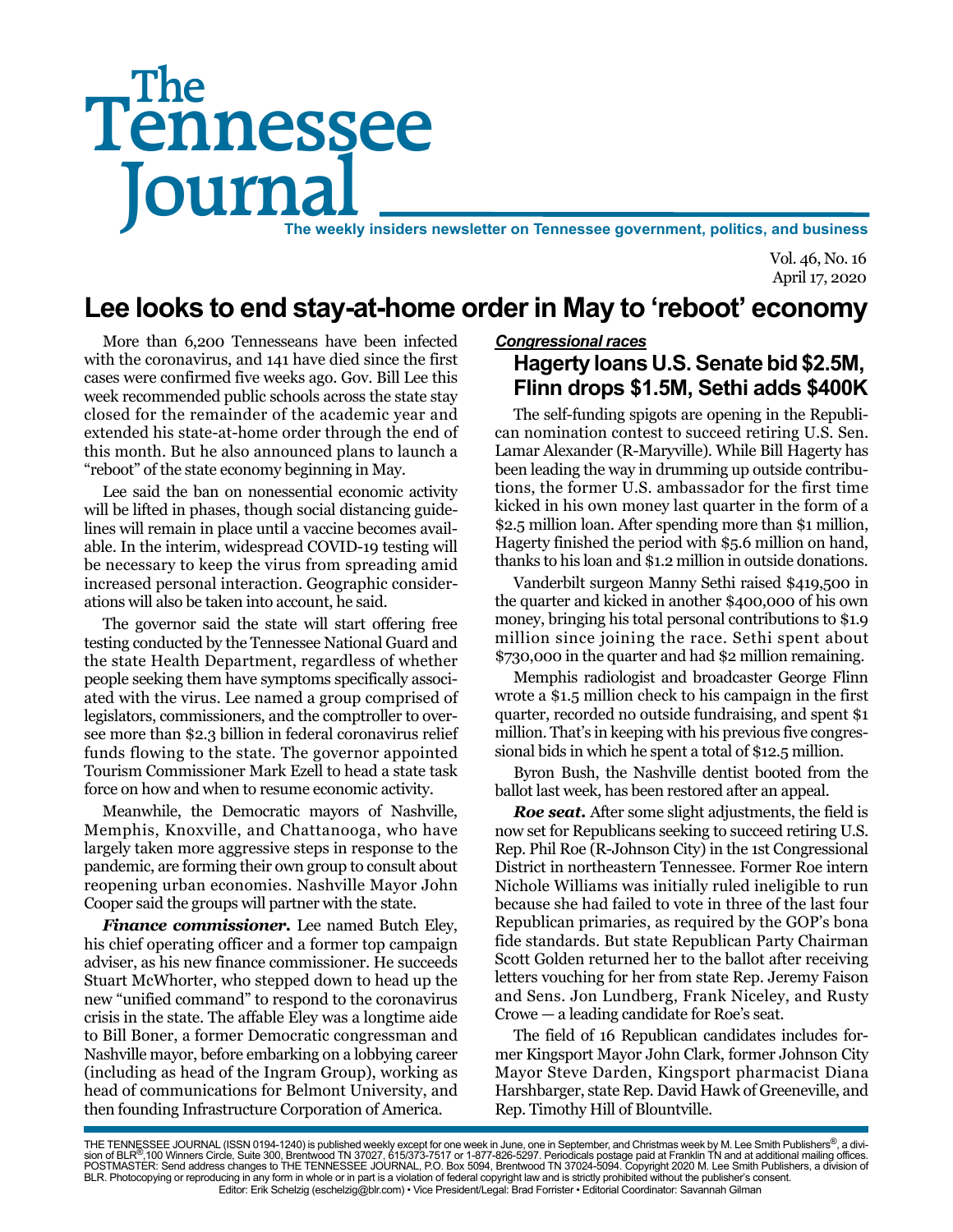# The Tennessee Journal

**The weekly insiders newsletter on Tennessee government, politics, and business**

Vol. 46, No. 16
April 17, 2020

## Lee looks to end stay-at-home order in May to 'reboot' economy

More than 6,200 Tennesseans have been infected with the coronavirus, and 141 have died since the first cases were confirmed five weeks ago. Gov. Bill Lee this week recommended public schools across the state stay closed for the remainder of the academic year and extended his state-at-home order through the end of this month. But he also announced plans to launch a "reboot" of the state economy beginning in May.

Lee said the ban on nonessential economic activity will be lifted in phases, though social distancing guidelines will remain in place until a vaccine becomes available. In the interim, widespread COVID-19 testing will be necessary to keep the virus from spreading amid increased personal interaction. Geographic considerations will also be taken into account, he said.

The governor said the state will start offering free testing conducted by the Tennessee National Guard and the state Health Department, regardless of whether people seeking them have symptoms specifically associated with the virus. Lee named a group comprised of legislators, commissioners, and the comptroller to oversee more than $2.3 billion in federal coronavirus relief funds flowing to the state. The governor appointed Tourism Commissioner Mark Ezell to head a state task force on how and when to resume economic activity.

Meanwhile, the Democratic mayors of Nashville, Memphis, Knoxville, and Chattanooga, who have largely taken more aggressive steps in response to the pandemic, are forming their own group to consult about reopening urban economies. Nashville Mayor John Cooper said the groups will partner with the state.

***Finance commissioner.*** Lee named Butch Eley, his chief operating officer and a former top campaign adviser, as his new finance commissioner. He succeeds Stuart McWhorter, who stepped down to head up the new "unified command" to respond to the coronavirus crisis in the state. The affable Eley was a longtime aide to Bill Boner, a former Democratic congressman and Nashville mayor, before embarking on a lobbying career (including as head of the Ingram Group), working as head of communications for Belmont University, and then founding Infrastructure Corporation of America.

***Congressional races***

### Hagerty loans U.S. Senate bid $2.5M, Flinn drops $1.5M, Sethi adds $400K

The self-funding spigots are opening in the Republican nomination contest to succeed retiring U.S. Sen. Lamar Alexander (R-Maryville). While Bill Hagerty has been leading the way in drumming up outside contributions, the former U.S. ambassador for the first time kicked in his own money last quarter in the form of a $2.5 million loan. After spending more than $1 million, Hagerty finished the period with $5.6 million on hand, thanks to his loan and $1.2 million in outside donations.

Vanderbilt surgeon Manny Sethi raised $419,500 in the quarter and kicked in another $400,000 of his own money, bringing his total personal contributions to $1.9 million since joining the race. Sethi spent about $730,000 in the quarter and had $2 million remaining.

Memphis radiologist and broadcaster George Flinn wrote a $1.5 million check to his campaign in the first quarter, recorded no outside fundraising, and spent $1 million. That's in keeping with his previous five congressional bids in which he spent a total of $12.5 million.

Byron Bush, the Nashville dentist booted from the ballot last week, has been restored after an appeal.

***Roe seat.*** After some slight adjustments, the field is now set for Republicans seeking to succeed retiring U.S. Rep. Phil Roe (R-Johnson City) in the 1st Congressional District in northeastern Tennessee. Former Roe intern Nichole Williams was initially ruled ineligible to run because she had failed to vote in three of the last four Republican primaries, as required by the GOP's bona fide standards. But state Republican Party Chairman Scott Golden returned her to the ballot after receiving letters vouching for her from state Rep. Jeremy Faison and Sens. Jon Lundberg, Frank Niceley, and Rusty Crowe — a leading candidate for Roe's seat.

The field of 16 Republican candidates includes former Kingsport Mayor John Clark, former Johnson City Mayor Steve Darden, Kingsport pharmacist Diana Harshbarger, state Rep. David Hawk of Greeneville, and Rep. Timothy Hill of Blountville.

---

THE TENNESSEE JOURNAL (ISSN 0194-1240) is published weekly except for one week in June, one in September, and Christmas week by M. Lee Smith Publishers®, a division of BLR®,100 Winners Circle, Suite 300, Brentwood TN 37027, 615/373-7517 or 1-877-826-5297. Periodicals postage paid at Franklin TN and at additional mailing offices. POSTMASTER: Send address changes to THE TENNESSEE JOURNAL, P.O. Box 5094, Brentwood TN 37024-5094. Copyright 2020 M. Lee Smith Publishers, a division of BLR. Photocopying or reproducing in any form in whole or in part is a violation of federal copyright law and is strictly prohibited without the publisher's consent.
Editor: Erik Schelzig (eschelzig@blr.com) • Vice President/Legal: Brad Forrister • Editorial Coordinator: Savannah Gilman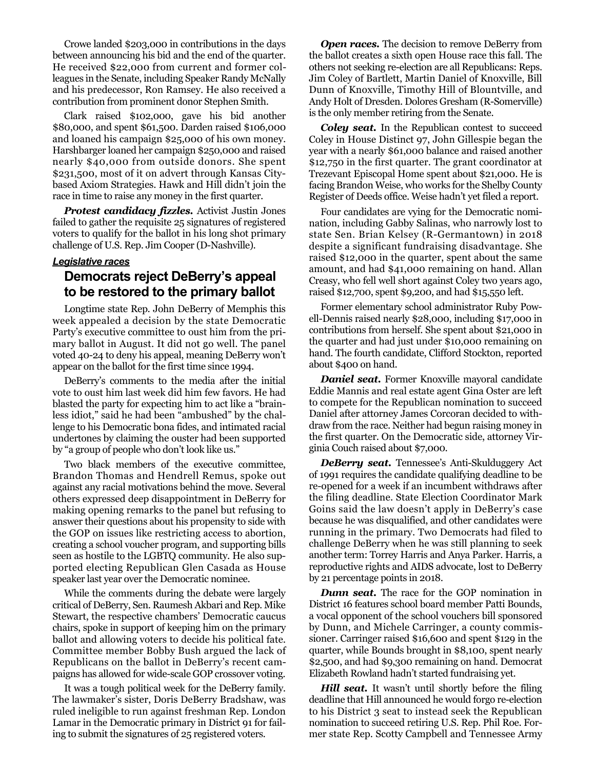Crowe landed $203,000 in contributions in the days between announcing his bid and the end of the quarter. He received $22,000 from current and former colleagues in the Senate, including Speaker Randy McNally and his predecessor, Ron Ramsey. He also received a contribution from prominent donor Stephen Smith.

Clark raised $102,000, gave his bid another $80,000, and spent $61,500. Darden raised $106,000 and loaned his campaign $25,000 of his own money. Harshbarger loaned her campaign $250,000 and raised nearly $40,000 from outside donors. She spent $231,500, most of it on advert through Kansas City-based Axiom Strategies. Hawk and Hill didn't join the race in time to raise any money in the first quarter.

***Protest candidacy fizzles.*** Activist Justin Jones failed to gather the requisite 25 signatures of registered voters to qualify for the ballot in his long shot primary challenge of U.S. Rep. Jim Cooper (D-Nashville).

***Legislative races***

## Democrats reject DeBerry's appeal to be restored to the primary ballot

Longtime state Rep. John DeBerry of Memphis this week appealed a decision by the state Democratic Party's executive committee to oust him from the primary ballot in August. It did not go well. The panel voted 40-24 to deny his appeal, meaning DeBerry won't appear on the ballot for the first time since 1994.

DeBerry's comments to the media after the initial vote to oust him last week did him few favors. He had blasted the party for expecting him to act like a "brainless idiot," said he had been "ambushed" by the challenge to his Democratic bona fides, and intimated racial undertones by claiming the ouster had been supported by "a group of people who don't look like us."

Two black members of the executive committee, Brandon Thomas and Hendrell Remus, spoke out against any racial motivations behind the move. Several others expressed deep disappointment in DeBerry for making opening remarks to the panel but refusing to answer their questions about his propensity to side with the GOP on issues like restricting access to abortion, creating a school voucher program, and supporting bills seen as hostile to the LGBTQ community. He also supported electing Republican Glen Casada as House speaker last year over the Democratic nominee.

While the comments during the debate were largely critical of DeBerry, Sen. Raumesh Akbari and Rep. Mike Stewart, the respective chambers' Democratic caucus chairs, spoke in support of keeping him on the primary ballot and allowing voters to decide his political fate. Committee member Bobby Bush argued the lack of Republicans on the ballot in DeBerry's recent campaigns has allowed for wide-scale GOP crossover voting.

It was a tough political week for the DeBerry family. The lawmaker's sister, Doris DeBerry Bradshaw, was ruled ineligible to run against freshman Rep. London Lamar in the Democratic primary in District 91 for failing to submit the signatures of 25 registered voters.

***Open races.*** The decision to remove DeBerry from the ballot creates a sixth open House race this fall. The others not seeking re-election are all Republicans: Reps. Jim Coley of Bartlett, Martin Daniel of Knoxville, Bill Dunn of Knoxville, Timothy Hill of Blountville, and Andy Holt of Dresden. Dolores Gresham (R-Somerville) is the only member retiring from the Senate.

***Coley seat.*** In the Republican contest to succeed Coley in House Distinct 97, John Gillespie began the year with a nearly $61,000 balance and raised another $12,750 in the first quarter. The grant coordinator at Trezevant Episcopal Home spent about $21,000. He is facing Brandon Weise, who works for the Shelby County Register of Deeds office. Weise hadn't yet filed a report.

Four candidates are vying for the Democratic nomination, including Gabby Salinas, who narrowly lost to state Sen. Brian Kelsey (R-Germantown) in 2018 despite a significant fundraising disadvantage. She raised $12,000 in the quarter, spent about the same amount, and had $41,000 remaining on hand. Allan Creasy, who fell well short against Coley two years ago, raised $12,700, spent $9,200, and had $15,550 left.

Former elementary school administrator Ruby Powell-Dennis raised nearly $28,000, including $17,000 in contributions from herself. She spent about $21,000 in the quarter and had just under $10,000 remaining on hand. The fourth candidate, Clifford Stockton, reported about $400 on hand.

***Daniel seat.*** Former Knoxville mayoral candidate Eddie Mannis and real estate agent Gina Oster are left to compete for the Republican nomination to succeed Daniel after attorney James Corcoran decided to withdraw from the race. Neither had begun raising money in the first quarter. On the Democratic side, attorney Virginia Couch raised about $7,000.

***DeBerry seat.*** Tennessee's Anti-Skulduggery Act of 1991 requires the candidate qualifying deadline to be re-opened for a week if an incumbent withdraws after the filing deadline. State Election Coordinator Mark Goins said the law doesn't apply in DeBerry's case because he was disqualified, and other candidates were running in the primary. Two Democrats had filed to challenge DeBerry when he was still planning to seek another term: Torrey Harris and Anya Parker. Harris, a reproductive rights and AIDS advocate, lost to DeBerry by 21 percentage points in 2018.

***Dunn seat.*** The race for the GOP nomination in District 16 features school board member Patti Bounds, a vocal opponent of the school vouchers bill sponsored by Dunn, and Michele Carringer, a county commissioner. Carringer raised $16,600 and spent $129 in the quarter, while Bounds brought in $8,100, spent nearly $2,500, and had $9,300 remaining on hand. Democrat Elizabeth Rowland hadn't started fundraising yet.

***Hill seat.*** It wasn't until shortly before the filing deadline that Hill announced he would forgo re-election to his District 3 seat to instead seek the Republican nomination to succeed retiring U.S. Rep. Phil Roe. Former state Rep. Scotty Campbell and Tennessee Army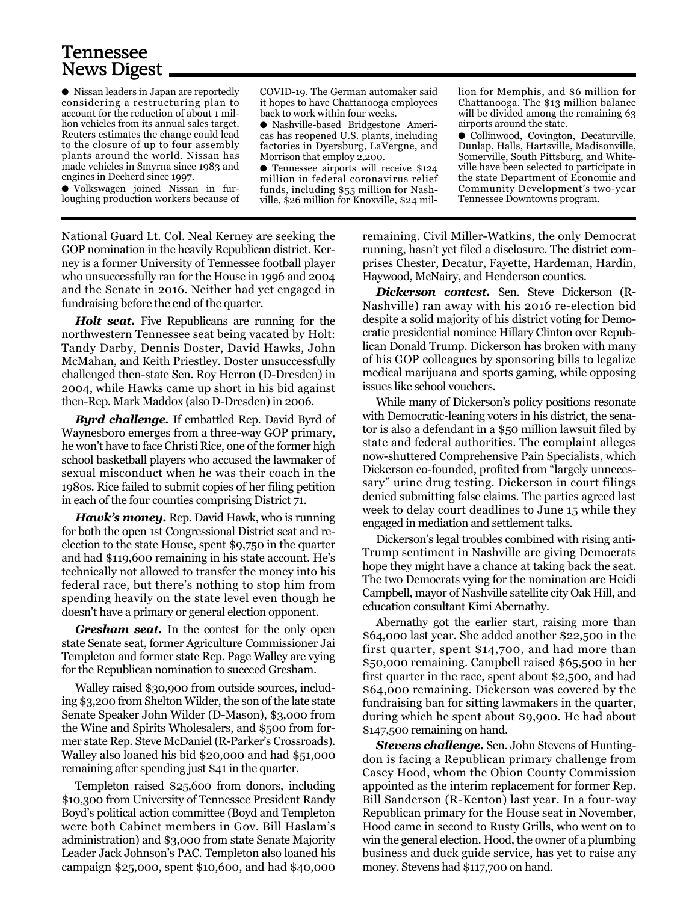## Tennessee News Digest

- Nissan leaders in Japan are reportedly considering a restructuring plan to account for the reduction of about 1 million vehicles from its annual sales target. Reuters estimates the change could lead to the closure of up to four assembly plants around the world. Nissan has made vehicles in Smyrna since 1983 and engines in Decherd since 1997.
- Volkswagen joined Nissan in furloughing production workers because of COVID-19. The German automaker said it hopes to have Chattanooga employees back to work within four weeks.
- Nashville-based Bridgestone Americas has reopened U.S. plants, including factories in Dyersburg, LaVergne, and Morrison that employ 2,200.
- Tennessee airports will receive $124 million in federal coronavirus relief funds, including $55 million for Nashville, $26 million for Knoxville, $24 million for Memphis, and $6 million for Chattanooga. The $13 million balance will be divided among the remaining 63 airports around the state.
- Collinwood, Covington, Decaturville, Dunlap, Halls, Hartsville, Madisonville, Somerville, South Pittsburg, and Whiteville have been selected to participate in the state Department of Economic and Community Development's two-year Tennessee Downtowns program.

---

National Guard Lt. Col. Neal Kerney are seeking the GOP nomination in the heavily Republican district. Kerney is a former University of Tennessee football player who unsuccessfully ran for the House in 1996 and 2004 and the Senate in 2016. Neither had yet engaged in fundraising before the end of the quarter.

***Holt seat.*** Five Republicans are running for the northwestern Tennessee seat being vacated by Holt: Tandy Darby, Dennis Doster, David Hawks, John McMahan, and Keith Priestley. Doster unsuccessfully challenged then-state Sen. Roy Herron (D-Dresden) in 2004, while Hawks came up short in his bid against then-Rep. Mark Maddox (also D-Dresden) in 2006.

***Byrd challenge.*** If embattled Rep. David Byrd of Waynesboro emerges from a three-way GOP primary, he won't have to face Christi Rice, one of the former high school basketball players who accused the lawmaker of sexual misconduct when he was their coach in the 1980s. Rice failed to submit copies of her filing petition in each of the four counties comprising District 71.

***Hawk's money.*** Rep. David Hawk, who is running for both the open 1st Congressional District seat and re-election to the state House, spent $9,750 in the quarter and had $119,600 remaining in his state account. He's technically not allowed to transfer the money into his federal race, but there's nothing to stop him from spending heavily on the state level even though he doesn't have a primary or general election opponent.

***Gresham seat.*** In the contest for the only open state Senate seat, former Agriculture Commissioner Jai Templeton and former state Rep. Page Walley are vying for the Republican nomination to succeed Gresham.

Walley raised $30,900 from outside sources, including $3,200 from Shelton Wilder, the son of the late state Senate Speaker John Wilder (D-Mason), $3,000 from the Wine and Spirits Wholesalers, and $500 from former state Rep. Steve McDaniel (R-Parker's Crossroads). Walley also loaned his bid $20,000 and had $51,000 remaining after spending just $41 in the quarter.

Templeton raised $25,600 from donors, including $10,300 from University of Tennessee President Randy Boyd's political action committee (Boyd and Templeton were both Cabinet members in Gov. Bill Haslam's administration) and $3,000 from state Senate Majority Leader Jack Johnson's PAC. Templeton also loaned his campaign $25,000, spent $10,600, and had $40,000 remaining. Civil Miller-Watkins, the only Democrat running, hasn't yet filed a disclosure. The district comprises Chester, Decatur, Fayette, Hardeman, Hardin, Haywood, McNairy, and Henderson counties.

***Dickerson contest.*** Sen. Steve Dickerson (R-Nashville) ran away with his 2016 re-election bid despite a solid majority of his district voting for Democratic presidential nominee Hillary Clinton over Republican Donald Trump. Dickerson has broken with many of his GOP colleagues by sponsoring bills to legalize medical marijuana and sports gaming, while opposing issues like school vouchers.

While many of Dickerson's policy positions resonate with Democratic-leaning voters in his district, the senator is also a defendant in a $50 million lawsuit filed by state and federal authorities. The complaint alleges now-shuttered Comprehensive Pain Specialists, which Dickerson co-founded, profited from "largely unnecessary" urine drug testing. Dickerson in court filings denied submitting false claims. The parties agreed last week to delay court deadlines to June 15 while they engaged in mediation and settlement talks.

Dickerson's legal troubles combined with rising anti-Trump sentiment in Nashville are giving Democrats hope they might have a chance at taking back the seat. The two Democrats vying for the nomination are Heidi Campbell, mayor of Nashville satellite city Oak Hill, and education consultant Kimi Abernathy.

Abernathy got the earlier start, raising more than $64,000 last year. She added another $22,500 in the first quarter, spent $14,700, and had more than $50,000 remaining. Campbell raised $65,500 in her first quarter in the race, spent about $2,500, and had $64,000 remaining. Dickerson was covered by the fundraising ban for sitting lawmakers in the quarter, during which he spent about $9,900. He had about $147,500 remaining on hand.

***Stevens challenge.*** Sen. John Stevens of Huntingdon is facing a Republican primary challenge from Casey Hood, whom the Obion County Commission appointed as the interim replacement for former Rep. Bill Sanderson (R-Kenton) last year. In a four-way Republican primary for the House seat in November, Hood came in second to Rusty Grills, who went on to win the general election. Hood, the owner of a plumbing business and duck guide service, has yet to raise any money. Stevens had $117,700 on hand.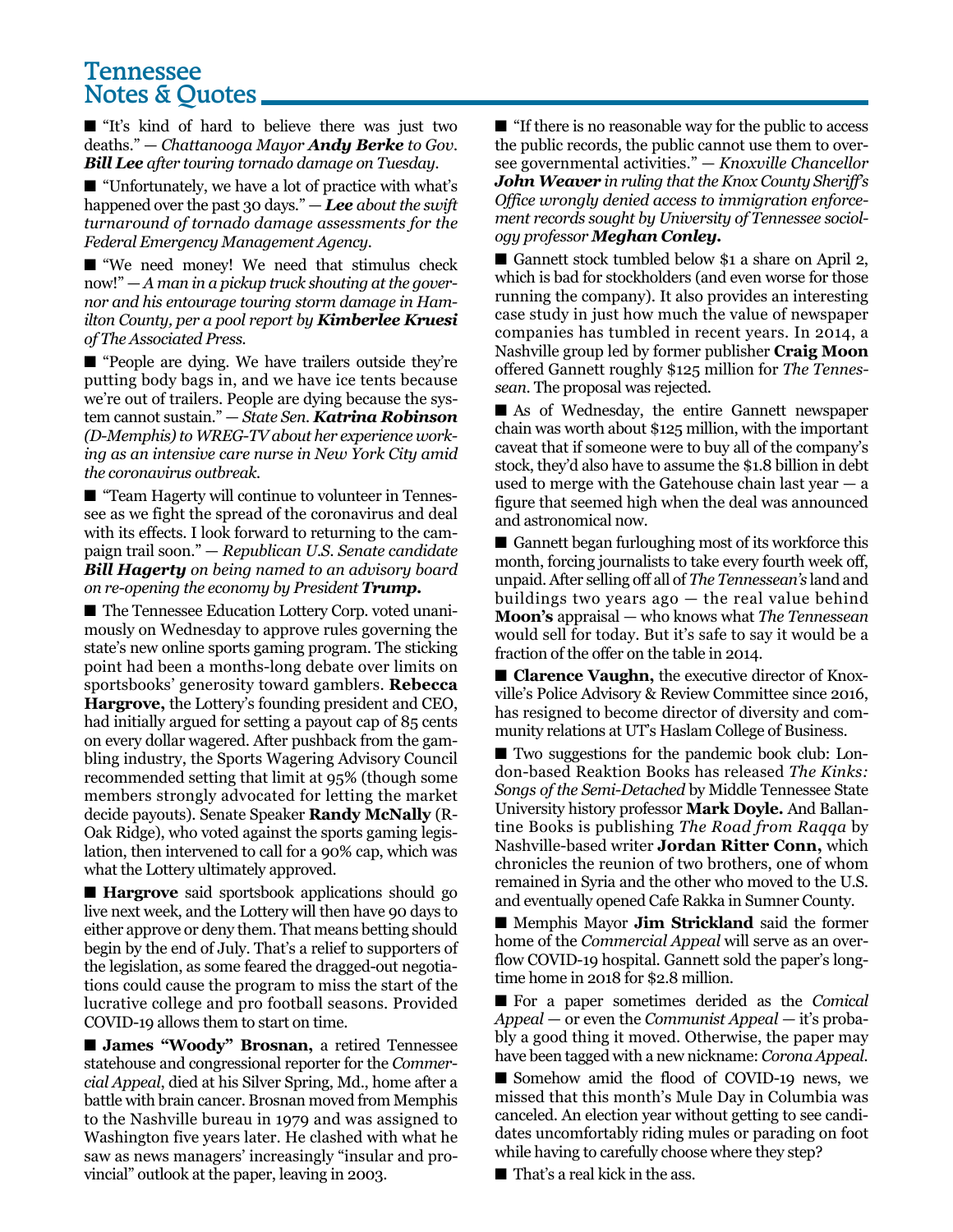## Tennessee Notes & Quotes

■ "It's kind of hard to believe there was just two deaths." — *Chattanooga Mayor **Andy Berke** to Gov. **Bill Lee** after touring tornado damage on Tuesday.*

■ "Unfortunately, we have a lot of practice with what's happened over the past 30 days." — ***Lee** about the swift turnaround of tornado damage assessments for the Federal Emergency Management Agency.*

■ "We need money! We need that stimulus check now!" — *A man in a pickup truck shouting at the governor and his entourage touring storm damage in Hamilton County, per a pool report by **Kimberlee Kruesi** of The Associated Press.*

■ "People are dying. We have trailers outside they're putting body bags in, and we have ice tents because we're out of trailers. People are dying because the system cannot sustain." — *State Sen. **Katrina Robinson** (D-Memphis) to WREG-TV about her experience working as an intensive care nurse in New York City amid the coronavirus outbreak.*

■ "Team Hagerty will continue to volunteer in Tennessee as we fight the spread of the coronavirus and deal with its effects. I look forward to returning to the campaign trail soon." — *Republican U.S. Senate candidate **Bill Hagerty** on being named to an advisory board on re-opening the economy by President **Trump.***

■ The Tennessee Education Lottery Corp. voted unanimously on Wednesday to approve rules governing the state's new online sports gaming program. The sticking point had been a months-long debate over limits on sportsbooks' generosity toward gamblers. **Rebecca Hargrove,** the Lottery's founding president and CEO, had initially argued for setting a payout cap of 85 cents on every dollar wagered. After pushback from the gambling industry, the Sports Wagering Advisory Council recommended setting that limit at 95% (though some members strongly advocated for letting the market decide payouts). Senate Speaker **Randy McNally** (R-Oak Ridge), who voted against the sports gaming legislation, then intervened to call for a 90% cap, which was what the Lottery ultimately approved.

■ **Hargrove** said sportsbook applications should go live next week, and the Lottery will then have 90 days to either approve or deny them. That means betting should begin by the end of July. That's a relief to supporters of the legislation, as some feared the dragged-out negotiations could cause the program to miss the start of the lucrative college and pro football seasons. Provided COVID-19 allows them to start on time.

■ **James "Woody" Brosnan,** a retired Tennessee statehouse and congressional reporter for the *Commercial Appeal*, died at his Silver Spring, Md., home after a battle with brain cancer. Brosnan moved from Memphis to the Nashville bureau in 1979 and was assigned to Washington five years later. He clashed with what he saw as news managers' increasingly "insular and provincial" outlook at the paper, leaving in 2003.

■ "If there is no reasonable way for the public to access the public records, the public cannot use them to oversee governmental activities." — *Knoxville Chancellor **John Weaver** in ruling that the Knox County Sheriff's Office wrongly denied access to immigration enforcement records sought by University of Tennessee sociology professor **Meghan Conley.***

■ Gannett stock tumbled below $1 a share on April 2, which is bad for stockholders (and even worse for those running the company). It also provides an interesting case study in just how much the value of newspaper companies has tumbled in recent years. In 2014, a Nashville group led by former publisher **Craig Moon** offered Gannett roughly $125 million for *The Tennessean*. The proposal was rejected.

■ As of Wednesday, the entire Gannett newspaper chain was worth about $125 million, with the important caveat that if someone were to buy all of the company's stock, they'd also have to assume the $1.8 billion in debt used to merge with the Gatehouse chain last year — a figure that seemed high when the deal was announced and astronomical now.

■ Gannett began furloughing most of its workforce this month, forcing journalists to take every fourth week off, unpaid. After selling off all of *The Tennessean's* land and buildings two years ago — the real value behind **Moon's** appraisal — who knows what *The Tennessean* would sell for today. But it's safe to say it would be a fraction of the offer on the table in 2014.

■ **Clarence Vaughn,** the executive director of Knoxville's Police Advisory & Review Committee since 2016, has resigned to become director of diversity and community relations at UT's Haslam College of Business.

■ Two suggestions for the pandemic book club: London-based Reaktion Books has released *The Kinks: Songs of the Semi-Detached* by Middle Tennessee State University history professor **Mark Doyle.** And Ballantine Books is publishing *The Road from Raqqa* by Nashville-based writer **Jordan Ritter Conn,** which chronicles the reunion of two brothers, one of whom remained in Syria and the other who moved to the U.S. and eventually opened Cafe Rakka in Sumner County.

■ Memphis Mayor **Jim Strickland** said the former home of the *Commercial Appeal* will serve as an overflow COVID-19 hospital. Gannett sold the paper's longtime home in 2018 for $2.8 million.

■ For a paper sometimes derided as the *Comical Appeal* — or even the *Communist Appeal* — it's probably a good thing it moved. Otherwise, the paper may have been tagged with a new nickname: *Corona Appeal*.

■ Somehow amid the flood of COVID-19 news, we missed that this month's Mule Day in Columbia was canceled. An election year without getting to see candidates uncomfortably riding mules or parading on foot while having to carefully choose where they step?

■ That's a real kick in the ass.